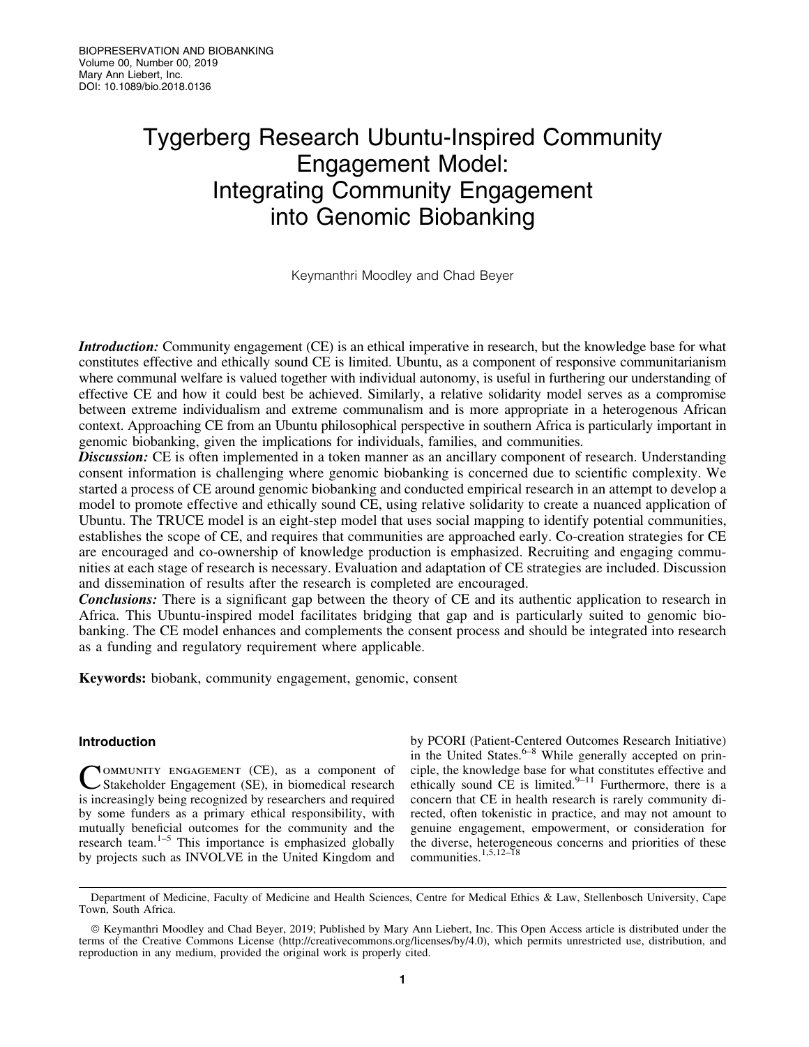# Tygerberg Research Ubuntu-Inspired Community Engagement Model: Integrating Community Engagement into Genomic Biobanking

Keymanthri Moodley and Chad Beyer

***Introduction:*** Community engagement (CE) is an ethical imperative in research, but the knowledge base for what constitutes effective and ethically sound CE is limited. Ubuntu, as a component of responsive communitarianism where communal welfare is valued together with individual autonomy, is useful in furthering our understanding of effective CE and how it could best be achieved. Similarly, a relative solidarity model serves as a compromise between extreme individualism and extreme communalism and is more appropriate in a heterogenous African context. Approaching CE from an Ubuntu philosophical perspective in southern Africa is particularly important in genomic biobanking, given the implications for individuals, families, and communities.

***Discussion:*** CE is often implemented in a token manner as an ancillary component of research. Understanding consent information is challenging where genomic biobanking is concerned due to scientific complexity. We started a process of CE around genomic biobanking and conducted empirical research in an attempt to develop a model to promote effective and ethically sound CE, using relative solidarity to create a nuanced application of Ubuntu. The TRUCE model is an eight-step model that uses social mapping to identify potential communities, establishes the scope of CE, and requires that communities are approached early. Co-creation strategies for CE are encouraged and co-ownership of knowledge production is emphasized. Recruiting and engaging communities at each stage of research is necessary. Evaluation and adaptation of CE strategies are included. Discussion and dissemination of results after the research is completed are encouraged.

***Conclusions:*** There is a significant gap between the theory of CE and its authentic application to research in Africa. This Ubuntu-inspired model facilitates bridging that gap and is particularly suited to genomic biobanking. The CE model enhances and complements the consent process and should be integrated into research as a funding and regulatory requirement where applicable.

**Keywords:** biobank, community engagement, genomic, consent

## Introduction

Community engagement (CE), as a component of Stakeholder Engagement (SE), in biomedical research is increasingly being recognized by researchers and required by some funders as a primary ethical responsibility, with mutually beneficial outcomes for the community and the research team.[1–5] This importance is emphasized globally by projects such as INVOLVE in the United Kingdom and by PCORI (Patient-Centered Outcomes Research Initiative) in the United States.[6–8] While generally accepted on principle, the knowledge base for what constitutes effective and ethically sound CE is limited.[9–11] Furthermore, there is a concern that CE in health research is rarely community directed, often tokenistic in practice, and may not amount to genuine engagement, empowerment, or consideration for the diverse, heterogeneous concerns and priorities of these communities.[1,5,12–18]

Department of Medicine, Faculty of Medicine and Health Sciences, Centre for Medical Ethics & Law, Stellenbosch University, Cape Town, South Africa.

© Keymanthri Moodley and Chad Beyer, 2019; Published by Mary Ann Liebert, Inc. This Open Access article is distributed under the terms of the Creative Commons License (http://creativecommons.org/licenses/by/4.0), which permits unrestricted use, distribution, and reproduction in any medium, provided the original work is properly cited.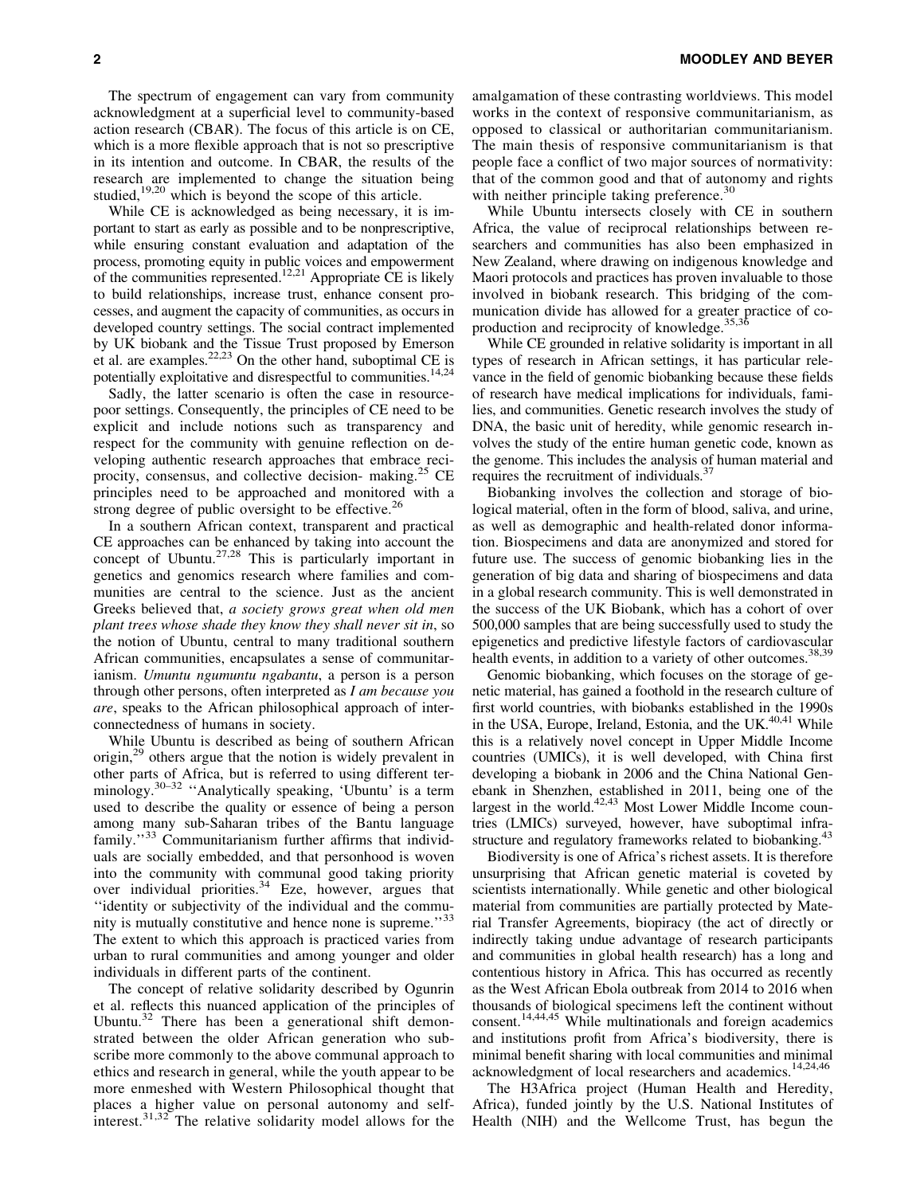The spectrum of engagement can vary from community acknowledgment at a superficial level to community-based action research (CBAR). The focus of this article is on CE, which is a more flexible approach that is not so prescriptive in its intention and outcome. In CBAR, the results of the research are implemented to change the situation being studied,[19,20] which is beyond the scope of this article.

While CE is acknowledged as being necessary, it is important to start as early as possible and to be nonprescriptive, while ensuring constant evaluation and adaptation of the process, promoting equity in public voices and empowerment of the communities represented.[12,21] Appropriate CE is likely to build relationships, increase trust, enhance consent processes, and augment the capacity of communities, as occurs in developed country settings. The social contract implemented by UK biobank and the Tissue Trust proposed by Emerson et al. are examples.[22,23] On the other hand, suboptimal CE is potentially exploitative and disrespectful to communities.[14,24]

Sadly, the latter scenario is often the case in resource-poor settings. Consequently, the principles of CE need to be explicit and include notions such as transparency and respect for the community with genuine reflection on developing authentic research approaches that embrace reciprocity, consensus, and collective decision- making.[25] CE principles need to be approached and monitored with a strong degree of public oversight to be effective.[26]

In a southern African context, transparent and practical CE approaches can be enhanced by taking into account the concept of Ubuntu.[27,28] This is particularly important in genetics and genomics research where families and communities are central to the science. Just as the ancient Greeks believed that, *a society grows great when old men plant trees whose shade they know they shall never sit in*, so the notion of Ubuntu, central to many traditional southern African communities, encapsulates a sense of communitarianism. *Umuntu ngumuntu ngabantu*, a person is a person through other persons, often interpreted as *I am because you are*, speaks to the African philosophical approach of interconnectedness of humans in society.

While Ubuntu is described as being of southern African origin,[29] others argue that the notion is widely prevalent in other parts of Africa, but is referred to using different terminology.[30–32] ''Analytically speaking, 'Ubuntu' is a term used to describe the quality or essence of being a person among many sub-Saharan tribes of the Bantu language family.''[33] Communitarianism further affirms that individuals are socially embedded, and that personhood is woven into the community with communal good taking priority over individual priorities.[34] Eze, however, argues that ''identity or subjectivity of the individual and the community is mutually constitutive and hence none is supreme.''[33] The extent to which this approach is practiced varies from urban to rural communities and among younger and older individuals in different parts of the continent.

The concept of relative solidarity described by Ogunrin et al. reflects this nuanced application of the principles of Ubuntu.[32] There has been a generational shift demonstrated between the older African generation who subscribe more commonly to the above communal approach to ethics and research in general, while the youth appear to be more enmeshed with Western Philosophical thought that places a higher value on personal autonomy and self-interest.[31,32] The relative solidarity model allows for the amalgamation of these contrasting worldviews. This model works in the context of responsive communitarianism, as opposed to classical or authoritarian communitarianism. The main thesis of responsive communitarianism is that people face a conflict of two major sources of normativity: that of the common good and that of autonomy and rights with neither principle taking preference.[30]

While Ubuntu intersects closely with CE in southern Africa, the value of reciprocal relationships between researchers and communities has also been emphasized in New Zealand, where drawing on indigenous knowledge and Maori protocols and practices has proven invaluable to those involved in biobank research. This bridging of the communication divide has allowed for a greater practice of co-production and reciprocity of knowledge.[35,36]

While CE grounded in relative solidarity is important in all types of research in African settings, it has particular relevance in the field of genomic biobanking because these fields of research have medical implications for individuals, families, and communities. Genetic research involves the study of DNA, the basic unit of heredity, while genomic research involves the study of the entire human genetic code, known as the genome. This includes the analysis of human material and requires the recruitment of individuals.[37]

Biobanking involves the collection and storage of biological material, often in the form of blood, saliva, and urine, as well as demographic and health-related donor information. Biospecimens and data are anonymized and stored for future use. The success of genomic biobanking lies in the generation of big data and sharing of biospecimens and data in a global research community. This is well demonstrated in the success of the UK Biobank, which has a cohort of over 500,000 samples that are being successfully used to study the epigenetics and predictive lifestyle factors of cardiovascular health events, in addition to a variety of other outcomes.[38,39]

Genomic biobanking, which focuses on the storage of genetic material, has gained a foothold in the research culture of first world countries, with biobanks established in the 1990s in the USA, Europe, Ireland, Estonia, and the UK.[40,41] While this is a relatively novel concept in Upper Middle Income countries (UMICs), it is well developed, with China first developing a biobank in 2006 and the China National Genebank in Shenzhen, established in 2011, being one of the largest in the world.[42,43] Most Lower Middle Income countries (LMICs) surveyed, however, have suboptimal infrastructure and regulatory frameworks related to biobanking.[43]

Biodiversity is one of Africa's richest assets. It is therefore unsurprising that African genetic material is coveted by scientists internationally. While genetic and other biological material from communities are partially protected by Material Transfer Agreements, biopiracy (the act of directly or indirectly taking undue advantage of research participants and communities in global health research) has a long and contentious history in Africa. This has occurred as recently as the West African Ebola outbreak from 2014 to 2016 when thousands of biological specimens left the continent without consent.[14,44,45] While multinationals and foreign academics and institutions profit from Africa's biodiversity, there is minimal benefit sharing with local communities and minimal acknowledgment of local researchers and academics.[14,24,46]

The H3Africa project (Human Health and Heredity, Africa), funded jointly by the U.S. National Institutes of Health (NIH) and the Wellcome Trust, has begun the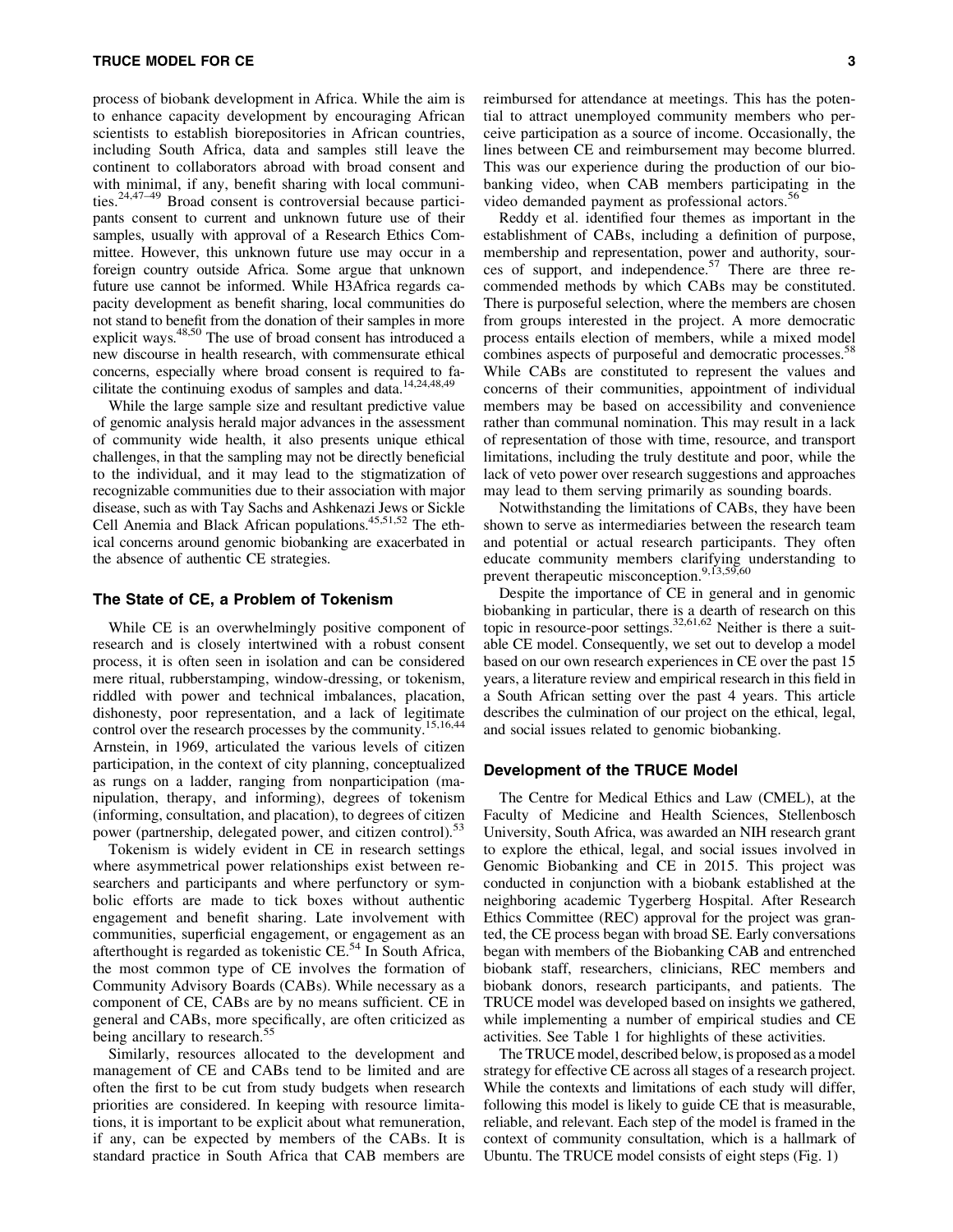process of biobank development in Africa. While the aim is to enhance capacity development by encouraging African scientists to establish biorepositories in African countries, including South Africa, data and samples still leave the continent to collaborators abroad with broad consent and with minimal, if any, benefit sharing with local communities.[24,47–49] Broad consent is controversial because participants consent to current and unknown future use of their samples, usually with approval of a Research Ethics Committee. However, this unknown future use may occur in a foreign country outside Africa. Some argue that unknown future use cannot be informed. While H3Africa regards capacity development as benefit sharing, local communities do not stand to benefit from the donation of their samples in more explicit ways.[48,50] The use of broad consent has introduced a new discourse in health research, with commensurate ethical concerns, especially where broad consent is required to facilitate the continuing exodus of samples and data.[14,24,48,49]

While the large sample size and resultant predictive value of genomic analysis herald major advances in the assessment of community wide health, it also presents unique ethical challenges, in that the sampling may not be directly beneficial to the individual, and it may lead to the stigmatization of recognizable communities due to their association with major disease, such as with Tay Sachs and Ashkenazi Jews or Sickle Cell Anemia and Black African populations.[45,51,52] The ethical concerns around genomic biobanking are exacerbated in the absence of authentic CE strategies.

## The State of CE, a Problem of Tokenism

While CE is an overwhelmingly positive component of research and is closely intertwined with a robust consent process, it is often seen in isolation and can be considered mere ritual, rubberstamping, window-dressing, or tokenism, riddled with power and technical imbalances, placation, dishonesty, poor representation, and a lack of legitimate control over the research processes by the community.[15,16,44] Arnstein, in 1969, articulated the various levels of citizen participation, in the context of city planning, conceptualized as rungs on a ladder, ranging from nonparticipation (manipulation, therapy, and informing), degrees of tokenism (informing, consultation, and placation), to degrees of citizen power (partnership, delegated power, and citizen control).[53]

Tokenism is widely evident in CE in research settings where asymmetrical power relationships exist between researchers and participants and where perfunctory or symbolic efforts are made to tick boxes without authentic engagement and benefit sharing. Late involvement with communities, superficial engagement, or engagement as an afterthought is regarded as tokenistic CE.[54] In South Africa, the most common type of CE involves the formation of Community Advisory Boards (CABs). While necessary as a component of CE, CABs are by no means sufficient. CE in general and CABs, more specifically, are often criticized as being ancillary to research.[55]

Similarly, resources allocated to the development and management of CE and CABs tend to be limited and are often the first to be cut from study budgets when research priorities are considered. In keeping with resource limitations, it is important to be explicit about what remuneration, if any, can be expected by members of the CABs. It is standard practice in South Africa that CAB members are reimbursed for attendance at meetings. This has the potential to attract unemployed community members who perceive participation as a source of income. Occasionally, the lines between CE and reimbursement may become blurred. This was our experience during the production of our biobanking video, when CAB members participating in the video demanded payment as professional actors.[56]

Reddy et al. identified four themes as important in the establishment of CABs, including a definition of purpose, membership and representation, power and authority, sources of support, and independence.[57] There are three recommended methods by which CABs may be constituted. There is purposeful selection, where the members are chosen from groups interested in the project. A more democratic process entails election of members, while a mixed model combines aspects of purposeful and democratic processes.[58] While CABs are constituted to represent the values and concerns of their communities, appointment of individual members may be based on accessibility and convenience rather than communal nomination. This may result in a lack of representation of those with time, resource, and transport limitations, including the truly destitute and poor, while the lack of veto power over research suggestions and approaches may lead to them serving primarily as sounding boards.

Notwithstanding the limitations of CABs, they have been shown to serve as intermediaries between the research team and potential or actual research participants. They often educate community members clarifying understanding to prevent therapeutic misconception.[9,13,59,60]

Despite the importance of CE in general and in genomic biobanking in particular, there is a dearth of research on this topic in resource-poor settings.[32,61,62] Neither is there a suitable CE model. Consequently, we set out to develop a model based on our own research experiences in CE over the past 15 years, a literature review and empirical research in this field in a South African setting over the past 4 years. This article describes the culmination of our project on the ethical, legal, and social issues related to genomic biobanking.

## Development of the TRUCE Model

The Centre for Medical Ethics and Law (CMEL), at the Faculty of Medicine and Health Sciences, Stellenbosch University, South Africa, was awarded an NIH research grant to explore the ethical, legal, and social issues involved in Genomic Biobanking and CE in 2015. This project was conducted in conjunction with a biobank established at the neighboring academic Tygerberg Hospital. After Research Ethics Committee (REC) approval for the project was granted, the CE process began with broad SE. Early conversations began with members of the Biobanking CAB and entrenched biobank staff, researchers, clinicians, REC members and biobank donors, research participants, and patients. The TRUCE model was developed based on insights we gathered, while implementing a number of empirical studies and CE activities. See Table 1 for highlights of these activities.

The TRUCE model, described below, is proposed as a model strategy for effective CE across all stages of a research project. While the contexts and limitations of each study will differ, following this model is likely to guide CE that is measurable, reliable, and relevant. Each step of the model is framed in the context of community consultation, which is a hallmark of Ubuntu. The TRUCE model consists of eight steps (Fig. 1)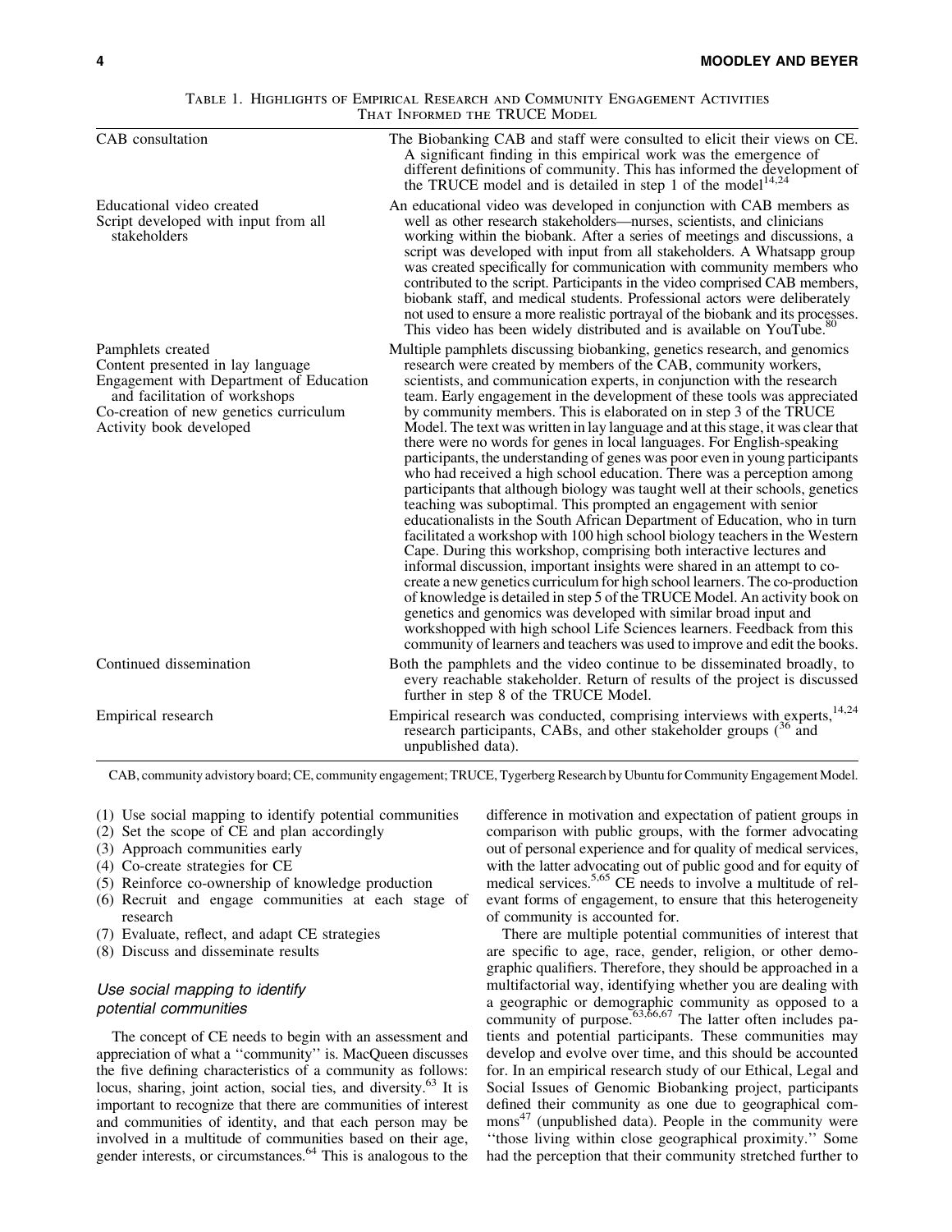Table 1. Highlights of Empirical Research and Community Engagement Activities That Informed the TRUCE Model

| | |
|---|---|
| CAB consultation | The Biobanking CAB and staff were consulted to elicit their views on CE. A significant finding in this empirical work was the emergence of different definitions of community. This has informed the development of the TRUCE model and is detailed in step 1 of the model[14,24] |
| Educational video created<br>Script developed with input from all stakeholders | An educational video was developed in conjunction with CAB members as well as other research stakeholders—nurses, scientists, and clinicians working within the biobank. After a series of meetings and discussions, a script was developed with input from all stakeholders. A Whatsapp group was created specifically for communication with community members who contributed to the script. Participants in the video comprised CAB members, biobank staff, and medical students. Professional actors were deliberately not used to ensure a more realistic portrayal of the biobank and its processes. This video has been widely distributed and is available on YouTube.[80] |
| Pamphlets created<br>Content presented in lay language<br>Engagement with Department of Education and facilitation of workshops<br>Co-creation of new genetics curriculum<br>Activity book developed | Multiple pamphlets discussing biobanking, genetics research, and genomics research were created by members of the CAB, community workers, scientists, and communication experts, in conjunction with the research team. Early engagement in the development of these tools was appreciated by community members. This is elaborated on in step 3 of the TRUCE Model. The text was written in lay language and at this stage, it was clear that there were no words for genes in local languages. For English-speaking participants, the understanding of genes was poor even in young participants who had received a high school education. There was a perception among participants that although biology was taught well at their schools, genetics teaching was suboptimal. This prompted an engagement with senior educationalists in the South African Department of Education, who in turn facilitated a workshop with 100 high school biology teachers in the Western Cape. During this workshop, comprising both interactive lectures and informal discussion, important insights were shared in an attempt to co-create a new genetics curriculum for high school learners. The co-production of knowledge is detailed in step 5 of the TRUCE Model. An activity book on genetics and genomics was developed with similar broad input and workshopped with high school Life Sciences learners. Feedback from this community of learners and teachers was used to improve and edit the books. |
| Continued dissemination | Both the pamphlets and the video continue to be disseminated broadly, to every reachable stakeholder. Return of results of the project is discussed further in step 8 of the TRUCE Model. |
| Empirical research | Empirical research was conducted, comprising interviews with experts,[14,24] research participants, CABs, and other stakeholder groups ([36] and unpublished data). |

CAB, community advisory board; CE, community engagement; TRUCE, Tygerberg Research by Ubuntu for Community Engagement Model.

(1) Use social mapping to identify potential communities
(2) Set the scope of CE and plan accordingly
(3) Approach communities early
(4) Co-create strategies for CE
(5) Reinforce co-ownership of knowledge production
(6) Recruit and engage communities at each stage of research
(7) Evaluate, reflect, and adapt CE strategies
(8) Discuss and disseminate results

### *Use social mapping to identify potential communities*

The concept of CE needs to begin with an assessment and appreciation of what a ''community'' is. MacQueen discusses the five defining characteristics of a community as follows: locus, sharing, joint action, social ties, and diversity.[63] It is important to recognize that there are communities of interest and communities of identity, and that each person may be involved in a multitude of communities based on their age, gender interests, or circumstances.[64] This is analogous to the difference in motivation and expectation of patient groups in comparison with public groups, with the former advocating out of personal experience and for quality of medical services, with the latter advocating out of public good and for equity of medical services.[5,65] CE needs to involve a multitude of relevant forms of engagement, to ensure that this heterogeneity of community is accounted for.

There are multiple potential communities of interest that are specific to age, race, gender, religion, or other demographic qualifiers. Therefore, they should be approached in a multifactorial way, identifying whether you are dealing with a geographic or demographic community as opposed to a community of purpose.[63,66,67] The latter often includes patients and potential participants. These communities may develop and evolve over time, and this should be accounted for. In an empirical research study of our Ethical, Legal and Social Issues of Genomic Biobanking project, participants defined their community as one due to geographical commons[47] (unpublished data). People in the community were ''those living within close geographical proximity.'' Some had the perception that their community stretched further to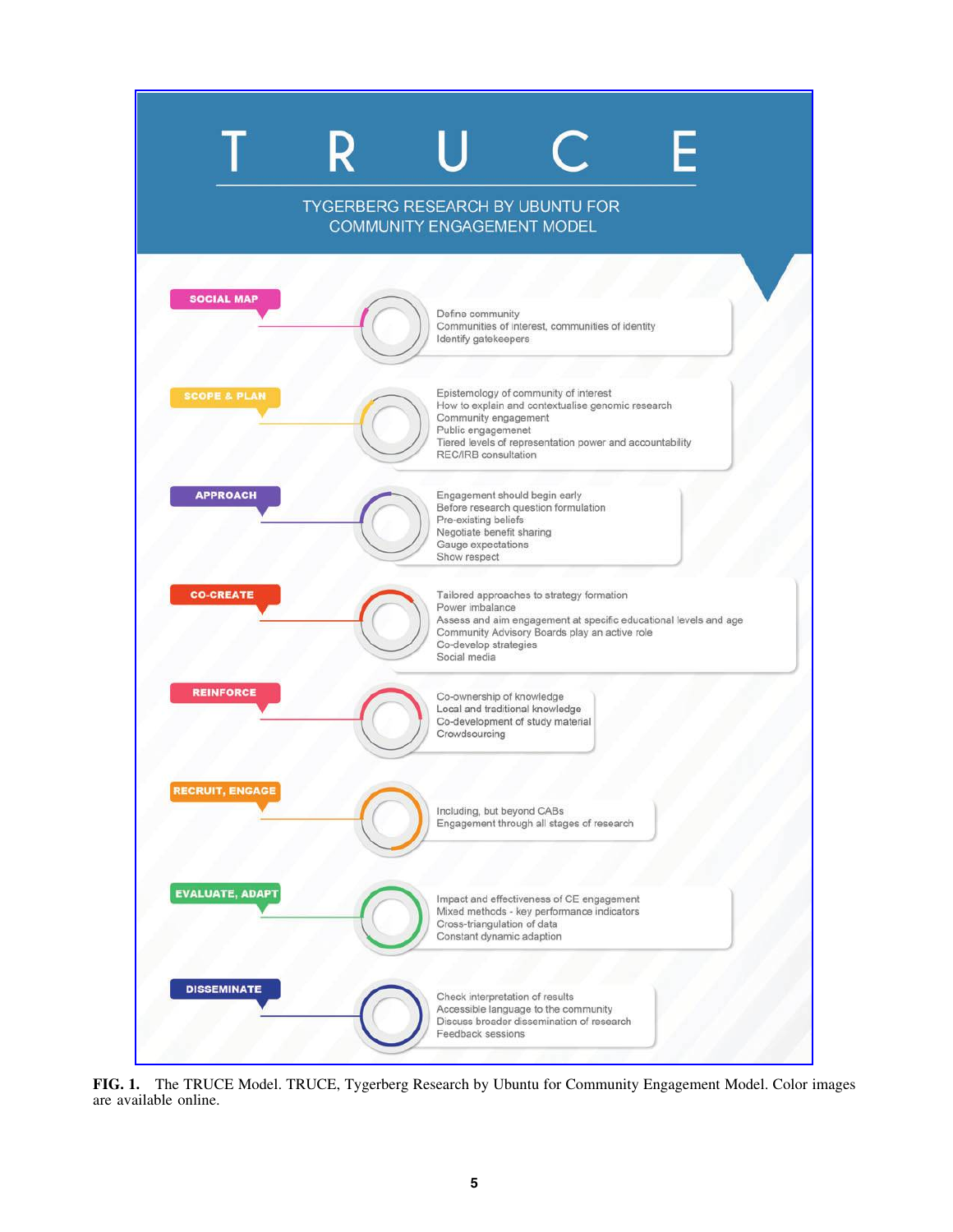# T R U C E

TYGERBERG RESEARCH BY UBUNTU FOR COMMUNITY ENGAGEMENT MODEL

**SOCIAL MAP**
- Define community
- Communities of interest, communities of identity
- Identify gatekeepers

**SCOPE & PLAN**
- Epistemology of community of interest
- How to explain and contextualise genomic research
- Community engagement
- Public engagemenet
- Tiered levels of representation power and accountability
- REC/IRB consultation

**APPROACH**
- Engagement should begin early
- Before research question formulation
- Pre-existing beliefs
- Negotiate benefit sharing
- Gauge expectations
- Show respect

**CO-CREATE**
- Tailored approaches to strategy formation
- Power imbalance
- Assess and aim engagement at specific educational levels and age
- Community Advisory Boards play an active role
- Co-develop strategies
- Social media

**REINFORCE**
- Co-ownership of knowledge
- Local and traditional knowledge
- Co-development of study material
- Crowdsourcing

**RECRUIT, ENGAGE**
- Including, but beyond CABs
- Engagement through all stages of research

**EVALUATE, ADAPT**
- Impact and effectiveness of CE engagement
- Mixed methods - key performance indicators
- Cross-triangulation of data
- Constant dynamic adaption

**DISSEMINATE**
- Check interpretation of results
- Accessible language to the community
- Discuss broader dissemination of research
- Feedback sessions

**FIG. 1.** The TRUCE Model. TRUCE, Tygerberg Research by Ubuntu for Community Engagement Model. Color images are available online.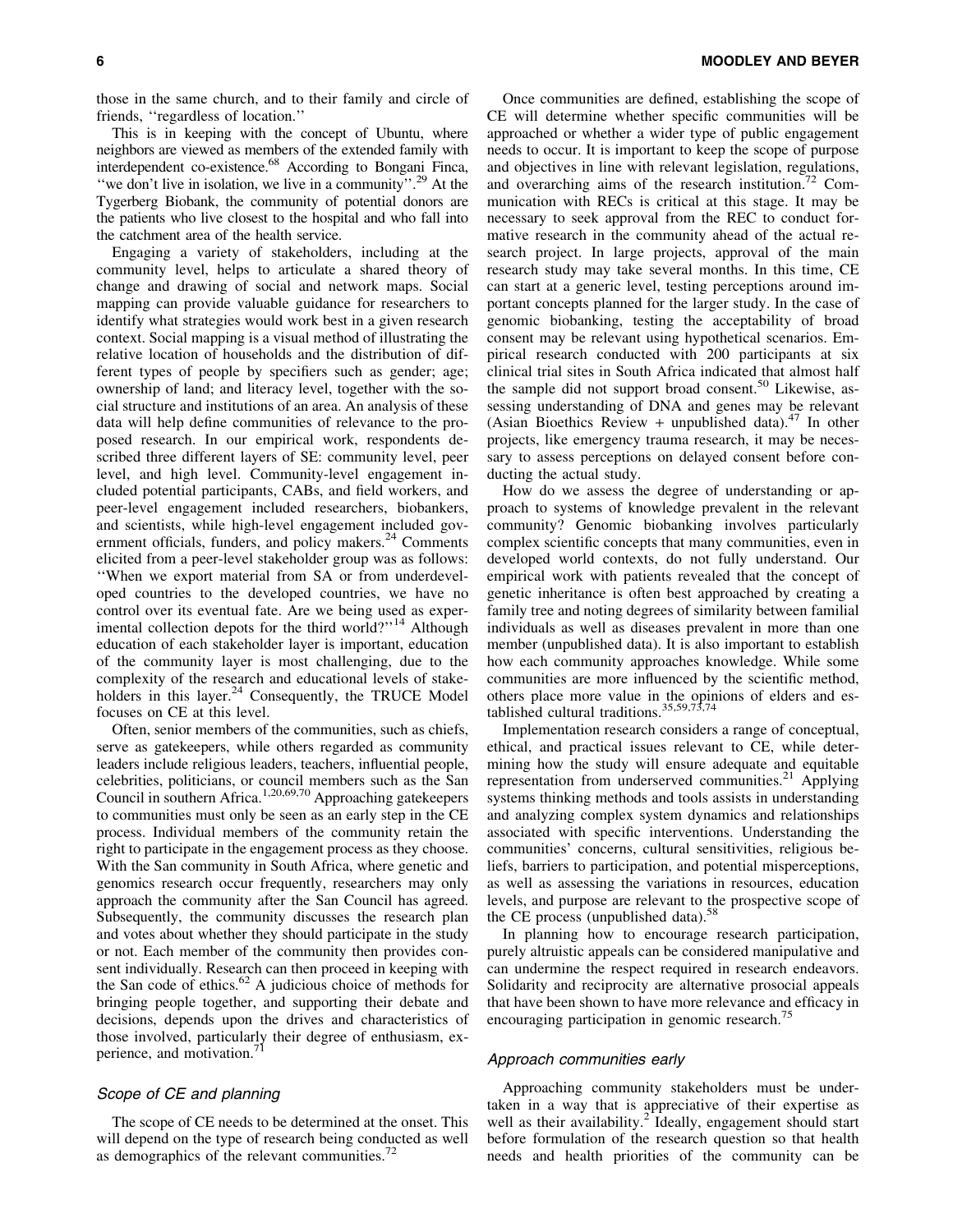those in the same church, and to their family and circle of friends, ''regardless of location.''

This is in keeping with the concept of Ubuntu, where neighbors are viewed as members of the extended family with interdependent co-existence.[68] According to Bongani Finca, ''we don't live in isolation, we live in a community''.[29] At the Tygerberg Biobank, the community of potential donors are the patients who live closest to the hospital and who fall into the catchment area of the health service.

Engaging a variety of stakeholders, including at the community level, helps to articulate a shared theory of change and drawing of social and network maps. Social mapping can provide valuable guidance for researchers to identify what strategies would work best in a given research context. Social mapping is a visual method of illustrating the relative location of households and the distribution of different types of people by specifiers such as gender; age; ownership of land; and literacy level, together with the social structure and institutions of an area. An analysis of these data will help define communities of relevance to the proposed research. In our empirical work, respondents described three different layers of SE: community level, peer level, and high level. Community-level engagement included potential participants, CABs, and field workers, and peer-level engagement included researchers, biobankers, and scientists, while high-level engagement included government officials, funders, and policy makers.[24] Comments elicited from a peer-level stakeholder group was as follows: ''When we export material from SA or from underdeveloped countries to the developed countries, we have no control over its eventual fate. Are we being used as experimental collection depots for the third world?''[14] Although education of each stakeholder layer is important, education of the community layer is most challenging, due to the complexity of the research and educational levels of stakeholders in this layer.[24] Consequently, the TRUCE Model focuses on CE at this level.

Often, senior members of the communities, such as chiefs, serve as gatekeepers, while others regarded as community leaders include religious leaders, teachers, influential people, celebrities, politicians, or council members such as the San Council in southern Africa.[1,20,69,70] Approaching gatekeepers to communities must only be seen as an early step in the CE process. Individual members of the community retain the right to participate in the engagement process as they choose. With the San community in South Africa, where genetic and genomics research occur frequently, researchers may only approach the community after the San Council has agreed. Subsequently, the community discusses the research plan and votes about whether they should participate in the study or not. Each member of the community then provides consent individually. Research can then proceed in keeping with the San code of ethics.[62] A judicious choice of methods for bringing people together, and supporting their debate and decisions, depends upon the drives and characteristics of those involved, particularly their degree of enthusiasm, experience, and motivation.[71]

### *Scope of CE and planning*

The scope of CE needs to be determined at the onset. This will depend on the type of research being conducted as well as demographics of the relevant communities.[72]

Once communities are defined, establishing the scope of CE will determine whether specific communities will be approached or whether a wider type of public engagement needs to occur. It is important to keep the scope of purpose and objectives in line with relevant legislation, regulations, and overarching aims of the research institution.[72] Communication with RECs is critical at this stage. It may be necessary to seek approval from the REC to conduct formative research in the community ahead of the actual research project. In large projects, approval of the main research study may take several months. In this time, CE can start at a generic level, testing perceptions around important concepts planned for the larger study. In the case of genomic biobanking, testing the acceptability of broad consent may be relevant using hypothetical scenarios. Empirical research conducted with 200 participants at six clinical trial sites in South Africa indicated that almost half the sample did not support broad consent.[50] Likewise, assessing understanding of DNA and genes may be relevant (Asian Bioethics Review + unpublished data).[47] In other projects, like emergency trauma research, it may be necessary to assess perceptions on delayed consent before conducting the actual study.

How do we assess the degree of understanding or approach to systems of knowledge prevalent in the relevant community? Genomic biobanking involves particularly complex scientific concepts that many communities, even in developed world contexts, do not fully understand. Our empirical work with patients revealed that the concept of genetic inheritance is often best approached by creating a family tree and noting degrees of similarity between familial individuals as well as diseases prevalent in more than one member (unpublished data). It is also important to establish how each community approaches knowledge. While some communities are more influenced by the scientific method, others place more value in the opinions of elders and established cultural traditions.[35,59,73,74]

Implementation research considers a range of conceptual, ethical, and practical issues relevant to CE, while determining how the study will ensure adequate and equitable representation from underserved communities.[21] Applying systems thinking methods and tools assists in understanding and analyzing complex system dynamics and relationships associated with specific interventions. Understanding the communities' concerns, cultural sensitivities, religious beliefs, barriers to participation, and potential misperceptions, as well as assessing the variations in resources, education levels, and purpose are relevant to the prospective scope of the CE process (unpublished data).[58]

In planning how to encourage research participation, purely altruistic appeals can be considered manipulative and can undermine the respect required in research endeavors. Solidarity and reciprocity are alternative prosocial appeals that have been shown to have more relevance and efficacy in encouraging participation in genomic research.[75]

### *Approach communities early*

Approaching community stakeholders must be undertaken in a way that is appreciative of their expertise as well as their availability.[2] Ideally, engagement should start before formulation of the research question so that health needs and health priorities of the community can be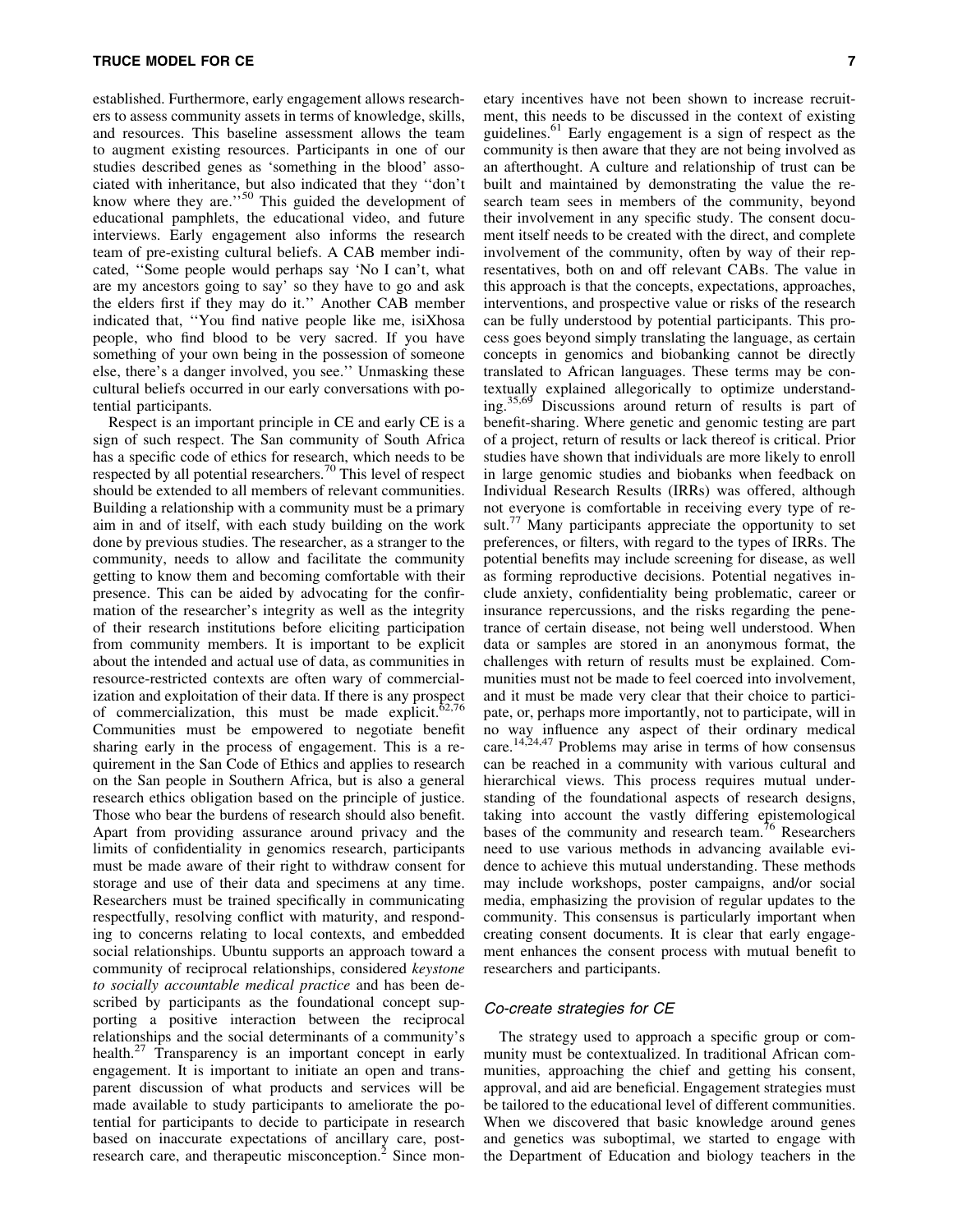established. Furthermore, early engagement allows researchers to assess community assets in terms of knowledge, skills, and resources. This baseline assessment allows the team to augment existing resources. Participants in one of our studies described genes as 'something in the blood' associated with inheritance, but also indicated that they ''don't know where they are.''[50] This guided the development of educational pamphlets, the educational video, and future interviews. Early engagement also informs the research team of pre-existing cultural beliefs. A CAB member indicated, ''Some people would perhaps say 'No I can't, what are my ancestors going to say' so they have to go and ask the elders first if they may do it.'' Another CAB member indicated that, ''You find native people like me, isiXhosa people, who find blood to be very sacred. If you have something of your own being in the possession of someone else, there's a danger involved, you see.'' Unmasking these cultural beliefs occurred in our early conversations with potential participants.

Respect is an important principle in CE and early CE is a sign of such respect. The San community of South Africa has a specific code of ethics for research, which needs to be respected by all potential researchers.[70] This level of respect should be extended to all members of relevant communities. Building a relationship with a community must be a primary aim in and of itself, with each study building on the work done by previous studies. The researcher, as a stranger to the community, needs to allow and facilitate the community getting to know them and becoming comfortable with their presence. This can be aided by advocating for the confirmation of the researcher's integrity as well as the integrity of their research institutions before eliciting participation from community members. It is important to be explicit about the intended and actual use of data, as communities in resource-restricted contexts are often wary of commercialization and exploitation of their data. If there is any prospect of commercialization, this must be made explicit.[62,76] Communities must be empowered to negotiate benefit sharing early in the process of engagement. This is a requirement in the San Code of Ethics and applies to research on the San people in Southern Africa, but is also a general research ethics obligation based on the principle of justice. Those who bear the burdens of research should also benefit. Apart from providing assurance around privacy and the limits of confidentiality in genomics research, participants must be made aware of their right to withdraw consent for storage and use of their data and specimens at any time. Researchers must be trained specifically in communicating respectfully, resolving conflict with maturity, and responding to concerns relating to local contexts, and embedded social relationships. Ubuntu supports an approach toward a community of reciprocal relationships, considered *keystone to socially accountable medical practice* and has been described by participants as the foundational concept supporting a positive interaction between the reciprocal relationships and the social determinants of a community's health.[27] Transparency is an important concept in early engagement. It is important to initiate an open and transparent discussion of what products and services will be made available to study participants to ameliorate the potential for participants to decide to participate in research based on inaccurate expectations of ancillary care, post-research care, and therapeutic misconception.[2] Since monetary incentives have not been shown to increase recruitment, this needs to be discussed in the context of existing guidelines.[61] Early engagement is a sign of respect as the community is then aware that they are not being involved as an afterthought. A culture and relationship of trust can be built and maintained by demonstrating the value the research team sees in members of the community, beyond their involvement in any specific study. The consent document itself needs to be created with the direct, and complete involvement of the community, often by way of their representatives, both on and off relevant CABs. The value in this approach is that the concepts, expectations, approaches, interventions, and prospective value or risks of the research can be fully understood by potential participants. This process goes beyond simply translating the language, as certain concepts in genomics and biobanking cannot be directly translated to African languages. These terms may be contextually explained allegorically to optimize understanding.[35,69] Discussions around return of results is part of benefit-sharing. Where genetic and genomic testing are part of a project, return of results or lack thereof is critical. Prior studies have shown that individuals are more likely to enroll in large genomic studies and biobanks when feedback on Individual Research Results (IRRs) was offered, although not everyone is comfortable in receiving every type of result.[77] Many participants appreciate the opportunity to set preferences, or filters, with regard to the types of IRRs. The potential benefits may include screening for disease, as well as forming reproductive decisions. Potential negatives include anxiety, confidentiality being problematic, career or insurance repercussions, and the risks regarding the penetrance of certain disease, not being well understood. When data or samples are stored in an anonymous format, the challenges with return of results must be explained. Communities must not be made to feel coerced into involvement, and it must be made very clear that their choice to participate, or, perhaps more importantly, not to participate, will in no way influence any aspect of their ordinary medical care.[14,24,47] Problems may arise in terms of how consensus can be reached in a community with various cultural and hierarchical views. This process requires mutual understanding of the foundational aspects of research designs, taking into account the vastly differing epistemological bases of the community and research team.[76] Researchers need to use various methods in advancing available evidence to achieve this mutual understanding. These methods may include workshops, poster campaigns, and/or social media, emphasizing the provision of regular updates to the community. This consensus is particularly important when creating consent documents. It is clear that early engagement enhances the consent process with mutual benefit to researchers and participants.

### *Co-create strategies for CE*

The strategy used to approach a specific group or community must be contextualized. In traditional African communities, approaching the chief and getting his consent, approval, and aid are beneficial. Engagement strategies must be tailored to the educational level of different communities. When we discovered that basic knowledge around genes and genetics was suboptimal, we started to engage with the Department of Education and biology teachers in the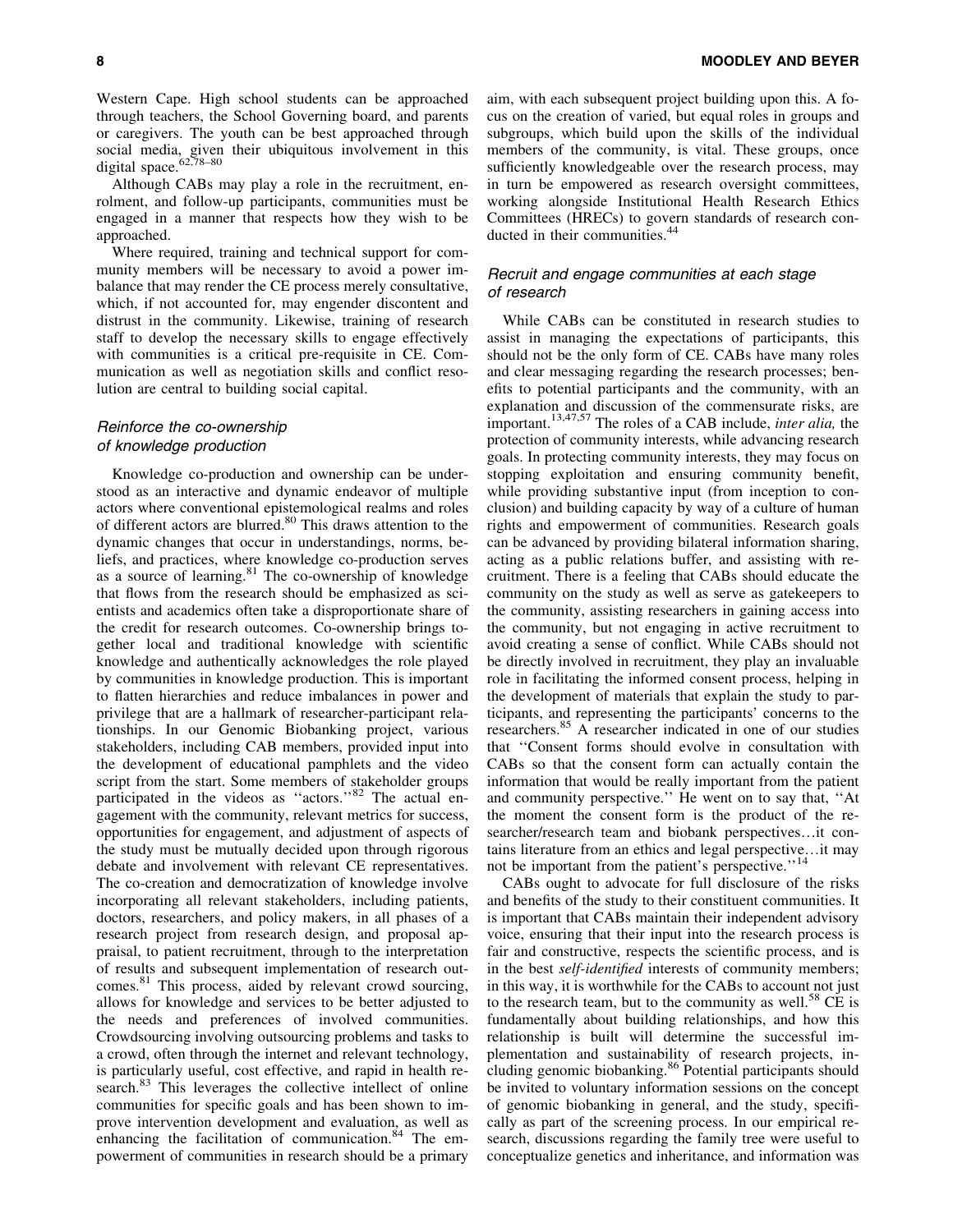Western Cape. High school students can be approached through teachers, the School Governing board, and parents or caregivers. The youth can be best approached through social media, given their ubiquitous involvement in this digital space.[62,78–80]

Although CABs may play a role in the recruitment, enrolment, and follow-up participants, communities must be engaged in a manner that respects how they wish to be approached.

Where required, training and technical support for community members will be necessary to avoid a power imbalance that may render the CE process merely consultative, which, if not accounted for, may engender discontent and distrust in the community. Likewise, training of research staff to develop the necessary skills to engage effectively with communities is a critical pre-requisite in CE. Communication as well as negotiation skills and conflict resolution are central to building social capital.

### Reinforce the co-ownership of knowledge production

Knowledge co-production and ownership can be understood as an interactive and dynamic endeavor of multiple actors where conventional epistemological realms and roles of different actors are blurred.[80] This draws attention to the dynamic changes that occur in understandings, norms, beliefs, and practices, where knowledge co-production serves as a source of learning.[81] The co-ownership of knowledge that flows from the research should be emphasized as scientists and academics often take a disproportionate share of the credit for research outcomes. Co-ownership brings together local and traditional knowledge with scientific knowledge and authentically acknowledges the role played by communities in knowledge production. This is important to flatten hierarchies and reduce imbalances in power and privilege that are a hallmark of researcher-participant relationships. In our Genomic Biobanking project, various stakeholders, including CAB members, provided input into the development of educational pamphlets and the video script from the start. Some members of stakeholder groups participated in the videos as ''actors.''[82] The actual engagement with the community, relevant metrics for success, opportunities for engagement, and adjustment of aspects of the study must be mutually decided upon through rigorous debate and involvement with relevant CE representatives. The co-creation and democratization of knowledge involve incorporating all relevant stakeholders, including patients, doctors, researchers, and policy makers, in all phases of a research project from research design, and proposal appraisal, to patient recruitment, through to the interpretation of results and subsequent implementation of research outcomes.[81] This process, aided by relevant crowd sourcing, allows for knowledge and services to be better adjusted to the needs and preferences of involved communities. Crowdsourcing involving outsourcing problems and tasks to a crowd, often through the internet and relevant technology, is particularly useful, cost effective, and rapid in health research.[83] This leverages the collective intellect of online communities for specific goals and has been shown to improve intervention development and evaluation, as well as enhancing the facilitation of communication.[84] The empowerment of communities in research should be a primary aim, with each subsequent project building upon this. A focus on the creation of varied, but equal roles in groups and subgroups, which build upon the skills of the individual members of the community, is vital. These groups, once sufficiently knowledgeable over the research process, may in turn be empowered as research oversight committees, working alongside Institutional Health Research Ethics Committees (HRECs) to govern standards of research conducted in their communities.[44]

### Recruit and engage communities at each stage of research

While CABs can be constituted in research studies to assist in managing the expectations of participants, this should not be the only form of CE. CABs have many roles and clear messaging regarding the research processes; benefits to potential participants and the community, with an explanation and discussion of the commensurate risks, are important.[13,47,57] The roles of a CAB include, *inter alia,* the protection of community interests, while advancing research goals. In protecting community interests, they may focus on stopping exploitation and ensuring community benefit, while providing substantive input (from inception to conclusion) and building capacity by way of a culture of human rights and empowerment of communities. Research goals can be advanced by providing bilateral information sharing, acting as a public relations buffer, and assisting with recruitment. There is a feeling that CABs should educate the community on the study as well as serve as gatekeepers to the community, assisting researchers in gaining access into the community, but not engaging in active recruitment to avoid creating a sense of conflict. While CABs should not be directly involved in recruitment, they play an invaluable role in facilitating the informed consent process, helping in the development of materials that explain the study to participants, and representing the participants' concerns to the researchers.[85] A researcher indicated in one of our studies that ''Consent forms should evolve in consultation with CABs so that the consent form can actually contain the information that would be really important from the patient and community perspective.'' He went on to say that, ''At the moment the consent form is the product of the researcher/research team and biobank perspectives…it contains literature from an ethics and legal perspective…it may not be important from the patient's perspective.''[14]

CABs ought to advocate for full disclosure of the risks and benefits of the study to their constituent communities. It is important that CABs maintain their independent advisory voice, ensuring that their input into the research process is fair and constructive, respects the scientific process, and is in the best *self-identified* interests of community members; in this way, it is worthwhile for the CABs to account not just to the research team, but to the community as well.[58] CE is fundamentally about building relationships, and how this relationship is built will determine the successful implementation and sustainability of research projects, including genomic biobanking.[86] Potential participants should be invited to voluntary information sessions on the concept of genomic biobanking in general, and the study, specifically as part of the screening process. In our empirical research, discussions regarding the family tree were useful to conceptualize genetics and inheritance, and information was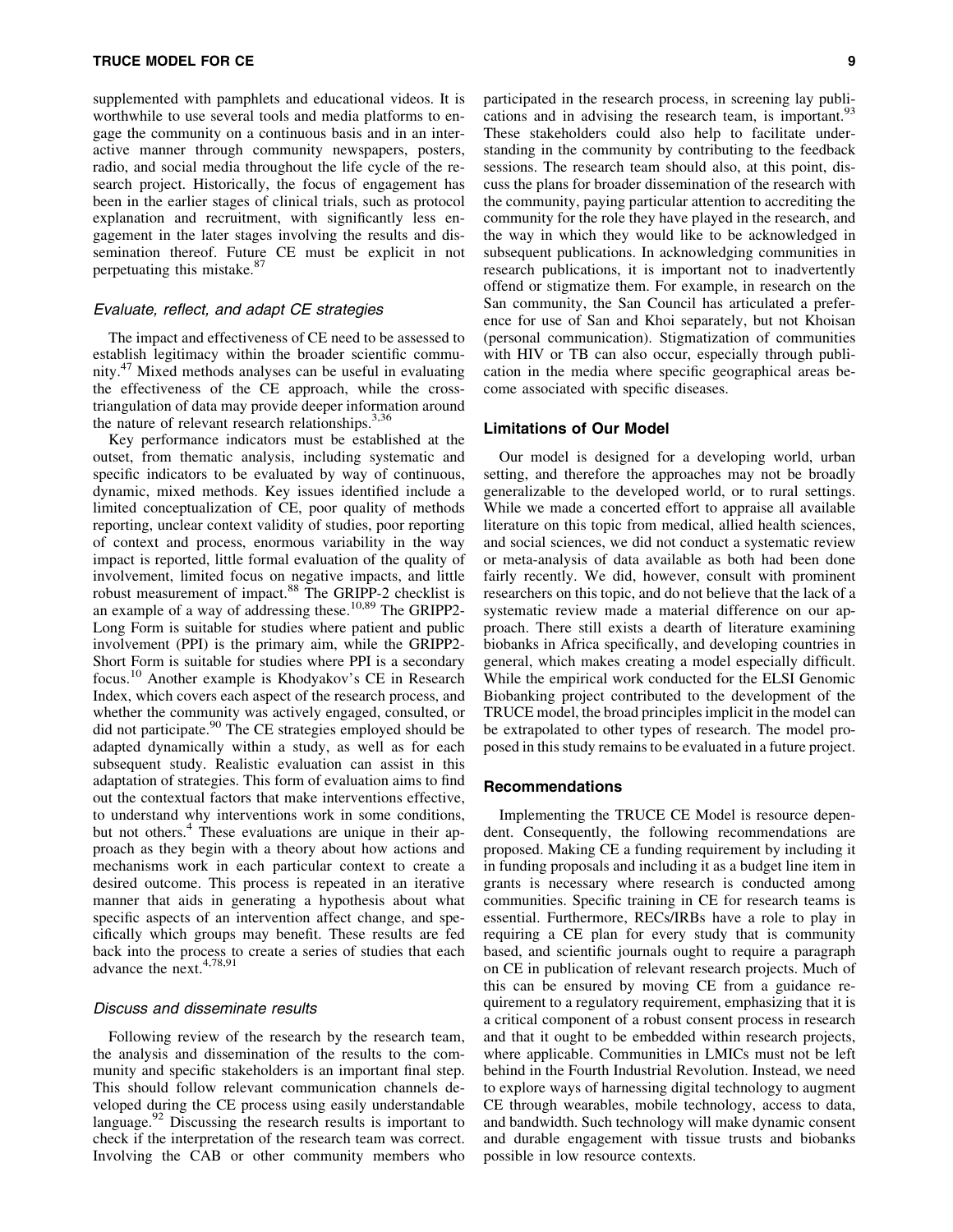supplemented with pamphlets and educational videos. It is worthwhile to use several tools and media platforms to engage the community on a continuous basis and in an interactive manner through community newspapers, posters, radio, and social media throughout the life cycle of the research project. Historically, the focus of engagement has been in the earlier stages of clinical trials, such as protocol explanation and recruitment, with significantly less engagement in the later stages involving the results and dissemination thereof. Future CE must be explicit in not perpetuating this mistake.[87]

### *Evaluate, reflect, and adapt CE strategies*

The impact and effectiveness of CE need to be assessed to establish legitimacy within the broader scientific community.[47] Mixed methods analyses can be useful in evaluating the effectiveness of the CE approach, while the cross-triangulation of data may provide deeper information around the nature of relevant research relationships.[3,36]

Key performance indicators must be established at the outset, from thematic analysis, including systematic and specific indicators to be evaluated by way of continuous, dynamic, mixed methods. Key issues identified include a limited conceptualization of CE, poor quality of methods reporting, unclear context validity of studies, poor reporting of context and process, enormous variability in the way impact is reported, little formal evaluation of the quality of involvement, limited focus on negative impacts, and little robust measurement of impact.[88] The GRIPP-2 checklist is an example of a way of addressing these.[10,89] The GRIPP2-Long Form is suitable for studies where patient and public involvement (PPI) is the primary aim, while the GRIPP2-Short Form is suitable for studies where PPI is a secondary focus.[10] Another example is Khodyakov's CE in Research Index, which covers each aspect of the research process, and whether the community was actively engaged, consulted, or did not participate.[90] The CE strategies employed should be adapted dynamically within a study, as well as for each subsequent study. Realistic evaluation can assist in this adaptation of strategies. This form of evaluation aims to find out the contextual factors that make interventions effective, to understand why interventions work in some conditions, but not others.[4] These evaluations are unique in their approach as they begin with a theory about how actions and mechanisms work in each particular context to create a desired outcome. This process is repeated in an iterative manner that aids in generating a hypothesis about what specific aspects of an intervention affect change, and specifically which groups may benefit. These results are fed back into the process to create a series of studies that each advance the next.[4,78,91]

### *Discuss and disseminate results*

Following review of the research by the research team, the analysis and dissemination of the results to the community and specific stakeholders is an important final step. This should follow relevant communication channels developed during the CE process using easily understandable language.[92] Discussing the research results is important to check if the interpretation of the research team was correct. Involving the CAB or other community members who participated in the research process, in screening lay publications and in advising the research team, is important.[93] These stakeholders could also help to facilitate understanding in the community by contributing to the feedback sessions. The research team should also, at this point, discuss the plans for broader dissemination of the research with the community, paying particular attention to accrediting the community for the role they have played in the research, and the way in which they would like to be acknowledged in subsequent publications. In acknowledging communities in research publications, it is important not to inadvertently offend or stigmatize them. For example, in research on the San community, the San Council has articulated a preference for use of San and Khoi separately, but not Khoisan (personal communication). Stigmatization of communities with HIV or TB can also occur, especially through publication in the media where specific geographical areas become associated with specific diseases.

## Limitations of Our Model

Our model is designed for a developing world, urban setting, and therefore the approaches may not be broadly generalizable to the developed world, or to rural settings. While we made a concerted effort to appraise all available literature on this topic from medical, allied health sciences, and social sciences, we did not conduct a systematic review or meta-analysis of data available as both had been done fairly recently. We did, however, consult with prominent researchers on this topic, and do not believe that the lack of a systematic review made a material difference on our approach. There still exists a dearth of literature examining biobanks in Africa specifically, and developing countries in general, which makes creating a model especially difficult. While the empirical work conducted for the ELSI Genomic Biobanking project contributed to the development of the TRUCE model, the broad principles implicit in the model can be extrapolated to other types of research. The model proposed in this study remains to be evaluated in a future project.

## Recommendations

Implementing the TRUCE CE Model is resource dependent. Consequently, the following recommendations are proposed. Making CE a funding requirement by including it in funding proposals and including it as a budget line item in grants is necessary where research is conducted among communities. Specific training in CE for research teams is essential. Furthermore, RECs/IRBs have a role to play in requiring a CE plan for every study that is community based, and scientific journals ought to require a paragraph on CE in publication of relevant research projects. Much of this can be ensured by moving CE from a guidance requirement to a regulatory requirement, emphasizing that it is a critical component of a robust consent process in research and that it ought to be embedded within research projects, where applicable. Communities in LMICs must not be left behind in the Fourth Industrial Revolution. Instead, we need to explore ways of harnessing digital technology to augment CE through wearables, mobile technology, access to data, and bandwidth. Such technology will make dynamic consent and durable engagement with tissue trusts and biobanks possible in low resource contexts.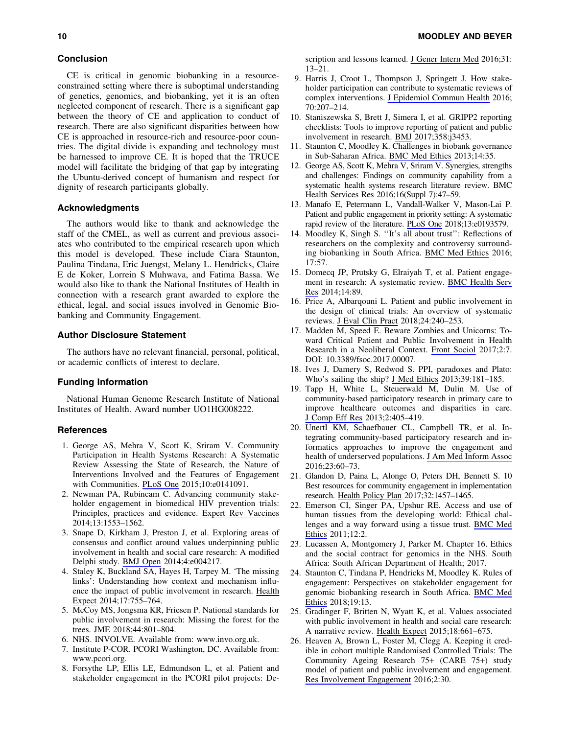## Conclusion

CE is critical in genomic biobanking in a resource-constrained setting where there is suboptimal understanding of genetics, genomics, and biobanking, yet it is an often neglected component of research. There is a significant gap between the theory of CE and application to conduct of research. There are also significant disparities between how CE is approached in resource-rich and resource-poor countries. The digital divide is expanding and technology must be harnessed to improve CE. It is hoped that the TRUCE model will facilitate the bridging of that gap by integrating the Ubuntu-derived concept of humanism and respect for dignity of research participants globally.

## Acknowledgments

The authors would like to thank and acknowledge the staff of the CMEL, as well as current and previous associates who contributed to the empirical research upon which this model is developed. These include Ciara Staunton, Paulina Tindana, Eric Juengst, Melany L. Hendricks, Claire E de Koker, Lorrein S Muhwava, and Fatima Bassa. We would also like to thank the National Institutes of Health in connection with a research grant awarded to explore the ethical, legal, and social issues involved in Genomic Biobanking and Community Engagement.

## Author Disclosure Statement

The authors have no relevant financial, personal, political, or academic conflicts of interest to declare.

## Funding Information

National Human Genome Research Institute of National Institutes of Health. Award number UO1HG008222.

## References

1. George AS, Mehra V, Scott K, Sriram V. Community Participation in Health Systems Research: A Systematic Review Assessing the State of Research, the Nature of Interventions Involved and the Features of Engagement with Communities. PLoS One 2015;10:e0141091.
2. Newman PA, Rubincam C. Advancing community stakeholder engagement in biomedical HIV prevention trials: Principles, practices and evidence. Expert Rev Vaccines 2014;13:1553–1562.
3. Snape D, Kirkham J, Preston J, et al. Exploring areas of consensus and conflict around values underpinning public involvement in health and social care research: A modified Delphi study. BMJ Open 2014;4:e004217.
4. Staley K, Buckland SA, Hayes H, Tarpey M. 'The missing links': Understanding how context and mechanism influence the impact of public involvement in research. Health Expect 2014;17:755–764.
5. McCoy MS, Jongsma KR, Friesen P. National standards for public involvement in research: Missing the forest for the trees. JME 2018;44:801–804.
6. NHS. INVOLVE. Available from: www.invo.org.uk.
7. Institute P-COR. PCORI Washington, DC. Available from: www.pcori.org.
8. Forsythe LP, Ellis LE, Edmundson L, et al. Patient and stakeholder engagement in the PCORI pilot projects: Description and lessons learned. J Gener Intern Med 2016;31: 13–21.
9. Harris J, Croot L, Thompson J, Springett J. How stakeholder participation can contribute to systematic reviews of complex interventions. J Epidemiol Commun Health 2016; 70:207–214.
10. Staniszewska S, Brett J, Simera I, et al. GRIPP2 reporting checklists: Tools to improve reporting of patient and public involvement in research. BMJ 2017;358:j3453.
11. Staunton C, Moodley K. Challenges in biobank governance in Sub-Saharan Africa. BMC Med Ethics 2013;14:35.
12. George AS, Scott K, Mehra V, Sriram V. Synergies, strengths and challenges: Findings on community capability from a systematic health systems research literature review. BMC Health Services Res 2016;16(Suppl 7):47–59.
13. Manafo E, Petermann L, Vandall-Walker V, Mason-Lai P. Patient and public engagement in priority setting: A systematic rapid review of the literature. PLoS One 2018;13:e0193579.
14. Moodley K, Singh S. ''It's all about trust'': Reflections of researchers on the complexity and controversy surrounding biobanking in South Africa. BMC Med Ethics 2016; 17:57.
15. Domecq JP, Prutsky G, Elraiyah T, et al. Patient engagement in research: A systematic review. BMC Health Serv Res 2014;14:89.
16. Price A, Albarqouni L. Patient and public involvement in the design of clinical trials: An overview of systematic reviews. J Eval Clin Pract 2018;24:240–253.
17. Madden M, Speed E. Beware Zombies and Unicorns: Toward Critical Patient and Public Involvement in Health Research in a Neoliberal Context. Front Sociol 2017;2:7. DOI: 10.3389/fsoc.2017.00007.
18. Ives J, Damery S, Redwod S. PPI, paradoxes and Plato: Who's sailing the ship? J Med Ethics 2013;39:181–185.
19. Tapp H, White L, Steuerwald M, Dulin M. Use of community-based participatory research in primary care to improve healthcare outcomes and disparities in care. J Comp Eff Res 2013;2:405–419.
20. Unertl KM, Schaefbauer CL, Campbell TR, et al. Integrating community-based participatory research and informatics approaches to improve the engagement and health of underserved populations. J Am Med Inform Assoc 2016;23:60–73.
21. Glandon D, Paina L, Alonge O, Peters DH, Bennett S. 10 Best resources for community engagement in implementation research. Health Policy Plan 2017;32:1457–1465.
22. Emerson CI, Singer PA, Upshur RE. Access and use of human tissues from the developing world: Ethical challenges and a way forward using a tissue trust. BMC Med Ethics 2011;12:2.
23. Lucassen A, Montgomery J, Parker M. Chapter 16. Ethics and the social contract for genomics in the NHS. South Africa: South African Department of Health; 2017.
24. Staunton C, Tindana P, Hendricks M, Moodley K. Rules of engagement: Perspectives on stakeholder engagement for genomic biobanking research in South Africa. BMC Med Ethics 2018;19:13.
25. Gradinger F, Britten N, Wyatt K, et al. Values associated with public involvement in health and social care research: A narrative review. Health Expect 2015;18:661–675.
26. Heaven A, Brown L, Foster M, Clegg A. Keeping it credible in cohort multiple Randomised Controlled Trials: The Community Ageing Research 75+ (CARE 75+) study model of patient and public involvement and engagement. Res Involvement Engagement 2016;2:30.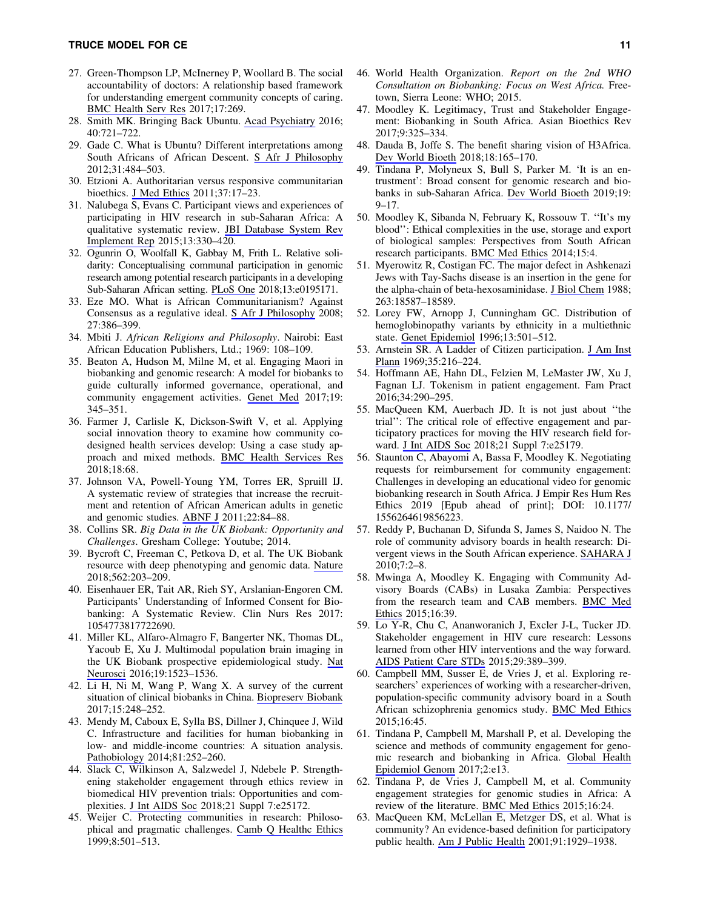27. Green-Thompson LP, McInerney P, Woollard B. The social accountability of doctors: A relationship based framework for understanding emergent community concepts of caring. BMC Health Serv Res 2017;17:269.
28. Smith MK. Bringing Back Ubuntu. Acad Psychiatry 2016; 40:721–722.
29. Gade C. What is Ubuntu? Different interpretations among South Africans of African Descent. S Afr J Philosophy 2012;31:484–503.
30. Etzioni A. Authoritarian versus responsive communitarian bioethics. J Med Ethics 2011;37:17–23.
31. Nalubega S, Evans C. Participant views and experiences of participating in HIV research in sub-Saharan Africa: A qualitative systematic review. JBI Database System Rev Implement Rep 2015;13:330–420.
32. Ogunrin O, Woolfall K, Gabbay M, Frith L. Relative solidarity: Conceptualising communal participation in genomic research among potential research participants in a developing Sub-Saharan African setting. PLoS One 2018;13:e0195171.
33. Eze MO. What is African Communitarianism? Against Consensus as a regulative ideal. S Afr J Philosophy 2008; 27:386–399.
34. Mbiti J. *African Religions and Philosophy*. Nairobi: East African Education Publishers, Ltd.; 1969: 108–109.
35. Beaton A, Hudson M, Milne M, et al. Engaging Maori in biobanking and genomic research: A model for biobanks to guide culturally informed governance, operational, and community engagement activities. Genet Med 2017;19: 345–351.
36. Farmer J, Carlisle K, Dickson-Swift V, et al. Applying social innovation theory to examine how community co-designed health services develop: Using a case study approach and mixed methods. BMC Health Services Res 2018;18:68.
37. Johnson VA, Powell-Young YM, Torres ER, Spruill IJ. A systematic review of strategies that increase the recruitment and retention of African American adults in genetic and genomic studies. ABNF J 2011;22:84–88.
38. Collins SR. *Big Data in the UK Biobank: Opportunity and Challenges*. Gresham College: Youtube; 2014.
39. Bycroft C, Freeman C, Petkova D, et al. The UK Biobank resource with deep phenotyping and genomic data. Nature 2018;562:203–209.
40. Eisenhauer ER, Tait AR, Rieh SY, Arslanian-Engoren CM. Participants' Understanding of Informed Consent for Biobanking: A Systematic Review. Clin Nurs Res 2017: 1054773817722690.
41. Miller KL, Alfaro-Almagro F, Bangerter NK, Thomas DL, Yacoub E, Xu J. Multimodal population brain imaging in the UK Biobank prospective epidemiological study. Nat Neurosci 2016;19:1523–1536.
42. Li H, Ni M, Wang P, Wang X. A survey of the current situation of clinical biobanks in China. Biopreserv Biobank 2017;15:248–252.
43. Mendy M, Caboux E, Sylla BS, Dillner J, Chinquee J, Wild C. Infrastructure and facilities for human biobanking in low- and middle-income countries: A situation analysis. Pathobiology 2014;81:252–260.
44. Slack C, Wilkinson A, Salzwedel J, Ndebele P. Strengthening stakeholder engagement through ethics review in biomedical HIV prevention trials: Opportunities and complexities. J Int AIDS Soc 2018;21 Suppl 7:e25172.
45. Weijer C. Protecting communities in research: Philosophical and pragmatic challenges. Camb Q Healthc Ethics 1999;8:501–513.
46. World Health Organization. *Report on the 2nd WHO Consultation on Biobanking: Focus on West Africa.* Freetown, Sierra Leone: WHO; 2015.
47. Moodley K. Legitimacy, Trust and Stakeholder Engagement: Biobanking in South Africa. Asian Bioethics Rev 2017;9:325–334.
48. Dauda B, Joffe S. The benefit sharing vision of H3Africa. Dev World Bioeth 2018;18:165–170.
49. Tindana P, Molyneux S, Bull S, Parker M. 'It is an entrustment': Broad consent for genomic research and biobanks in sub-Saharan Africa. Dev World Bioeth 2019;19: 9–17.
50. Moodley K, Sibanda N, February K, Rossouw T. ''It's my blood'': Ethical complexities in the use, storage and export of biological samples: Perspectives from South African research participants. BMC Med Ethics 2014;15:4.
51. Myerowitz R, Costigan FC. The major defect in Ashkenazi Jews with Tay-Sachs disease is an insertion in the gene for the alpha-chain of beta-hexosaminidase. J Biol Chem 1988; 263:18587–18589.
52. Lorey FW, Arnopp J, Cunningham GC. Distribution of hemoglobinopathy variants by ethnicity in a multiethnic state. Genet Epidemiol 1996;13:501–512.
53. Arnstein SR. A Ladder of Citizen participation. J Am Inst Plann 1969;35:216–224.
54. Hoffmann AE, Hahn DL, Felzien M, LeMaster JW, Xu J, Fagnan LJ. Tokenism in patient engagement. Fam Pract 2016;34:290–295.
55. MacQueen KM, Auerbach JD. It is not just about ''the trial'': The critical role of effective engagement and participatory practices for moving the HIV research field forward. J Int AIDS Soc 2018;21 Suppl 7:e25179.
56. Staunton C, Abayomi A, Bassa F, Moodley K. Negotiating requests for reimbursement for community engagement: Challenges in developing an educational video for genomic biobanking research in South Africa. J Empir Res Hum Res Ethics 2019 [Epub ahead of print]; DOI: 10.1177/1556264619856223.
57. Reddy P, Buchanan D, Sifunda S, James S, Naidoo N. The role of community advisory boards in health research: Divergent views in the South African experience. SAHARA J 2010;7:2–8.
58. Mwinga A, Moodley K. Engaging with Community Advisory Boards (CABs) in Lusaka Zambia: Perspectives from the research team and CAB members. BMC Med Ethics 2015;16:39.
59. Lo Y-R, Chu C, Ananworanich J, Excler J-L, Tucker JD. Stakeholder engagement in HIV cure research: Lessons learned from other HIV interventions and the way forward. AIDS Patient Care STDs 2015;29:389–399.
60. Campbell MM, Susser E, de Vries J, et al. Exploring researchers' experiences of working with a researcher-driven, population-specific community advisory board in a South African schizophrenia genomics study. BMC Med Ethics 2015;16:45.
61. Tindana P, Campbell M, Marshall P, et al. Developing the science and methods of community engagement for genomic research and biobanking in Africa. Global Health Epidemiol Genom 2017;2:e13.
62. Tindana P, de Vries J, Campbell M, et al. Community engagement strategies for genomic studies in Africa: A review of the literature. BMC Med Ethics 2015;16:24.
63. MacQueen KM, McLellan E, Metzger DS, et al. What is community? An evidence-based definition for participatory public health. Am J Public Health 2001;91:1929–1938.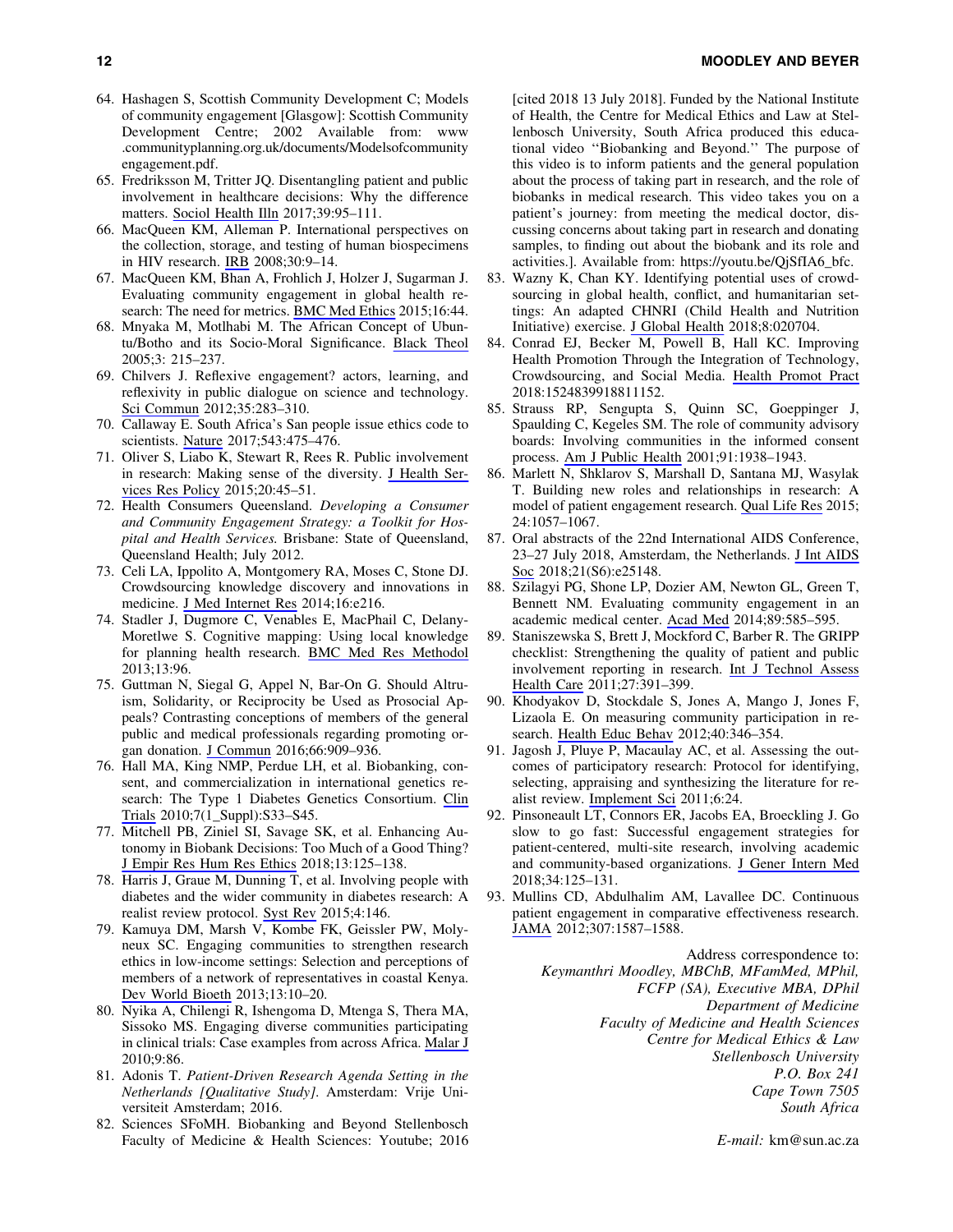64. Hashagen S, Scottish Community Development C; Models of community engagement [Glasgow]: Scottish Community Development Centre; 2002 Available from: www.communityplanning.org.uk/documents/Modelsofcommunityengagement.pdf.
65. Fredriksson M, Tritter JQ. Disentangling patient and public involvement in healthcare decisions: Why the difference matters. Sociol Health Illn 2017;39:95–111.
66. MacQueen KM, Alleman P. International perspectives on the collection, storage, and testing of human biospecimens in HIV research. IRB 2008;30:9–14.
67. MacQueen KM, Bhan A, Frohlich J, Holzer J, Sugarman J. Evaluating community engagement in global health research: The need for metrics. BMC Med Ethics 2015;16:44.
68. Mnyaka M, Motlhabi M. The African Concept of Ubuntu/Botho and its Socio-Moral Significance. Black Theol 2005;3: 215–237.
69. Chilvers J. Reflexive engagement? actors, learning, and reflexivity in public dialogue on science and technology. Sci Commun 2012;35:283–310.
70. Callaway E. South Africa's San people issue ethics code to scientists. Nature 2017;543:475–476.
71. Oliver S, Liabo K, Stewart R, Rees R. Public involvement in research: Making sense of the diversity. J Health Services Res Policy 2015;20:45–51.
72. Health Consumers Queensland. *Developing a Consumer and Community Engagement Strategy: a Toolkit for Hospital and Health Services.* Brisbane: State of Queensland, Queensland Health; July 2012.
73. Celi LA, Ippolito A, Montgomery RA, Moses C, Stone DJ. Crowdsourcing knowledge discovery and innovations in medicine. J Med Internet Res 2014;16:e216.
74. Stadler J, Dugmore C, Venables E, MacPhail C, Delany-Moretlwe S. Cognitive mapping: Using local knowledge for planning health research. BMC Med Res Methodol 2013;13:96.
75. Guttman N, Siegal G, Appel N, Bar-On G. Should Altruism, Solidarity, or Reciprocity be Used as Prosocial Appeals? Contrasting conceptions of members of the general public and medical professionals regarding promoting organ donation. J Commun 2016;66:909–936.
76. Hall MA, King NMP, Perdue LH, et al. Biobanking, consent, and commercialization in international genetics research: The Type 1 Diabetes Genetics Consortium. Clin Trials 2010;7(1_Suppl):S33–S45.
77. Mitchell PB, Ziniel SI, Savage SK, et al. Enhancing Autonomy in Biobank Decisions: Too Much of a Good Thing? J Empir Res Hum Res Ethics 2018;13:125–138.
78. Harris J, Graue M, Dunning T, et al. Involving people with diabetes and the wider community in diabetes research: A realist review protocol. Syst Rev 2015;4:146.
79. Kamuya DM, Marsh V, Kombe FK, Geissler PW, Molyneux SC. Engaging communities to strengthen research ethics in low-income settings: Selection and perceptions of members of a network of representatives in coastal Kenya. Dev World Bioeth 2013;13:10–20.
80. Nyika A, Chilengi R, Ishengoma D, Mtenga S, Thera MA, Sissoko MS. Engaging diverse communities participating in clinical trials: Case examples from across Africa. Malar J 2010;9:86.
81. Adonis T. *Patient-Driven Research Agenda Setting in the Netherlands [Qualitative Study].* Amsterdam: Vrije Universiteit Amsterdam; 2016.
82. Sciences SFoMH. Biobanking and Beyond Stellenbosch Faculty of Medicine & Health Sciences: Youtube; 2016 [cited 2018 13 July 2018]. Funded by the National Institute of Health, the Centre for Medical Ethics and Law at Stellenbosch University, South Africa produced this educational video ''Biobanking and Beyond.'' The purpose of this video is to inform patients and the general population about the process of taking part in research, and the role of biobanks in medical research. This video takes you on a patient's journey: from meeting the medical doctor, discussing concerns about taking part in research and donating samples, to finding out about the biobank and its role and activities.]. Available from: https://youtu.be/QjSfIA6_bfc.
83. Wazny K, Chan KY. Identifying potential uses of crowdsourcing in global health, conflict, and humanitarian settings: An adapted CHNRI (Child Health and Nutrition Initiative) exercise. J Global Health 2018;8:020704.
84. Conrad EJ, Becker M, Powell B, Hall KC. Improving Health Promotion Through the Integration of Technology, Crowdsourcing, and Social Media. Health Promot Pract 2018:1524839918811152.
85. Strauss RP, Sengupta S, Quinn SC, Goeppinger J, Spaulding C, Kegeles SM. The role of community advisory boards: Involving communities in the informed consent process. Am J Public Health 2001;91:1938–1943.
86. Marlett N, Shklarov S, Marshall D, Santana MJ, Wasylak T. Building new roles and relationships in research: A model of patient engagement research. Qual Life Res 2015; 24:1057–1067.
87. Oral abstracts of the 22nd International AIDS Conference, 23–27 July 2018, Amsterdam, the Netherlands. J Int AIDS Soc 2018;21(S6):e25148.
88. Szilagyi PG, Shone LP, Dozier AM, Newton GL, Green T, Bennett NM. Evaluating community engagement in an academic medical center. Acad Med 2014;89:585–595.
89. Staniszewska S, Brett J, Mockford C, Barber R. The GRIPP checklist: Strengthening the quality of patient and public involvement reporting in research. Int J Technol Assess Health Care 2011;27:391–399.
90. Khodyakov D, Stockdale S, Jones A, Mango J, Jones F, Lizaola E. On measuring community participation in research. Health Educ Behav 2012;40:346–354.
91. Jagosh J, Pluye P, Macaulay AC, et al. Assessing the outcomes of participatory research: Protocol for identifying, selecting, appraising and synthesizing the literature for realist review. Implement Sci 2011;6:24.
92. Pinsoneault LT, Connors ER, Jacobs EA, Broeckling J. Go slow to go fast: Successful engagement strategies for patient-centered, multi-site research, involving academic and community-based organizations. J Gener Intern Med 2018;34:125–131.
93. Mullins CD, Abdulhalim AM, Lavallee DC. Continuous patient engagement in comparative effectiveness research. JAMA 2012;307:1587–1588.

Address correspondence to:
*Keymanthri Moodley, MBChB, MFamMed, MPhil, FCFP (SA), Executive MBA, DPhil*
*Department of Medicine*
*Faculty of Medicine and Health Sciences*
*Centre for Medical Ethics & Law*
*Stellenbosch University*
*P.O. Box 241*
*Cape Town 7505*
*South Africa*

*E-mail:* km@sun.ac.za